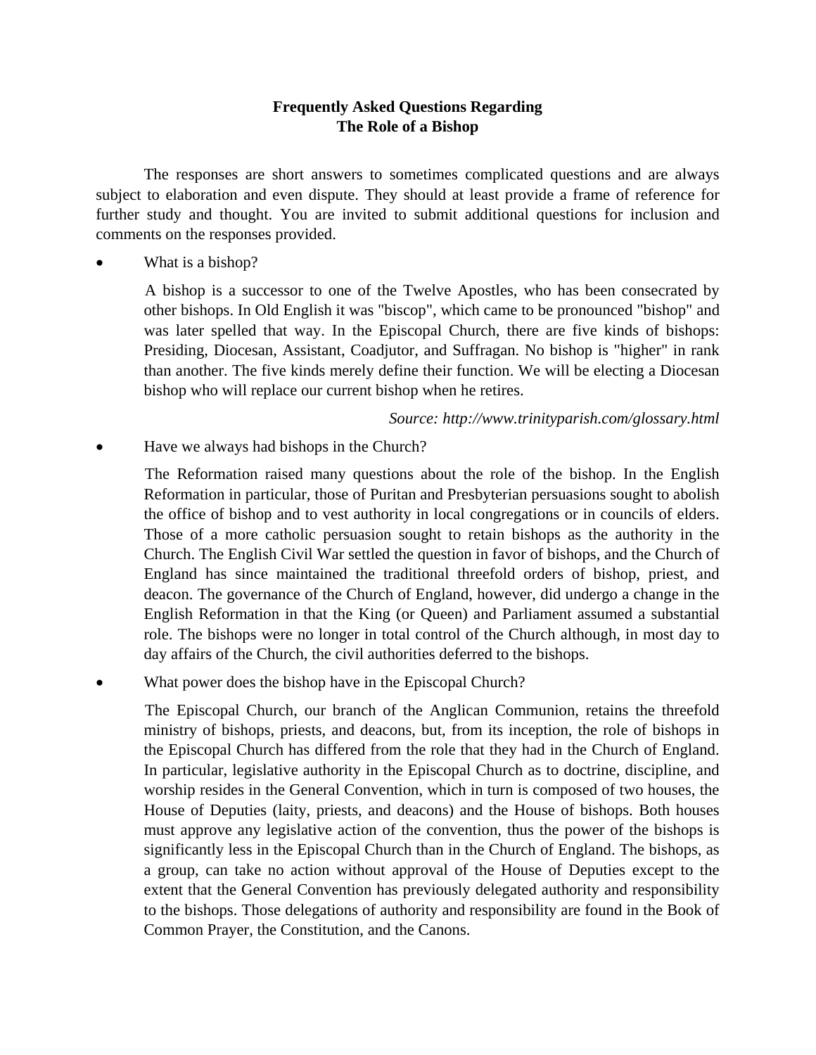# Frequently Asked Questions Regarding The Role of a Bishop

The responses are short answers to sometimes complicated questions and are always subject to elaboration and even dispute. They should at least provide a frame of reference for further study and thought. You are invited to submit additional questions for inclusion and comments on the responses provided.

- What is a bishop?

  A bishop is a successor to one of the Twelve Apostles, who has been consecrated by other bishops. In Old English it was "biscop", which came to be pronounced "bishop" and was later spelled that way. In the Episcopal Church, there are five kinds of bishops: Presiding, Diocesan, Assistant, Coadjutor, and Suffragan. No bishop is "higher" in rank than another. The five kinds merely define their function. We will be electing a Diocesan bishop who will replace our current bishop when he retires.

  *Source: http://www.trinityparish.com/glossary.html*

- Have we always had bishops in the Church?

  The Reformation raised many questions about the role of the bishop. In the English Reformation in particular, those of Puritan and Presbyterian persuasions sought to abolish the office of bishop and to vest authority in local congregations or in councils of elders. Those of a more catholic persuasion sought to retain bishops as the authority in the Church. The English Civil War settled the question in favor of bishops, and the Church of England has since maintained the traditional threefold orders of bishop, priest, and deacon. The governance of the Church of England, however, did undergo a change in the English Reformation in that the King (or Queen) and Parliament assumed a substantial role. The bishops were no longer in total control of the Church although, in most day to day affairs of the Church, the civil authorities deferred to the bishops.

- What power does the bishop have in the Episcopal Church?

  The Episcopal Church, our branch of the Anglican Communion, retains the threefold ministry of bishops, priests, and deacons, but, from its inception, the role of bishops in the Episcopal Church has differed from the role that they had in the Church of England. In particular, legislative authority in the Episcopal Church as to doctrine, discipline, and worship resides in the General Convention, which in turn is composed of two houses, the House of Deputies (laity, priests, and deacons) and the House of bishops. Both houses must approve any legislative action of the convention, thus the power of the bishops is significantly less in the Episcopal Church than in the Church of England. The bishops, as a group, can take no action without approval of the House of Deputies except to the extent that the General Convention has previously delegated authority and responsibility to the bishops. Those delegations of authority and responsibility are found in the Book of Common Prayer, the Constitution, and the Canons.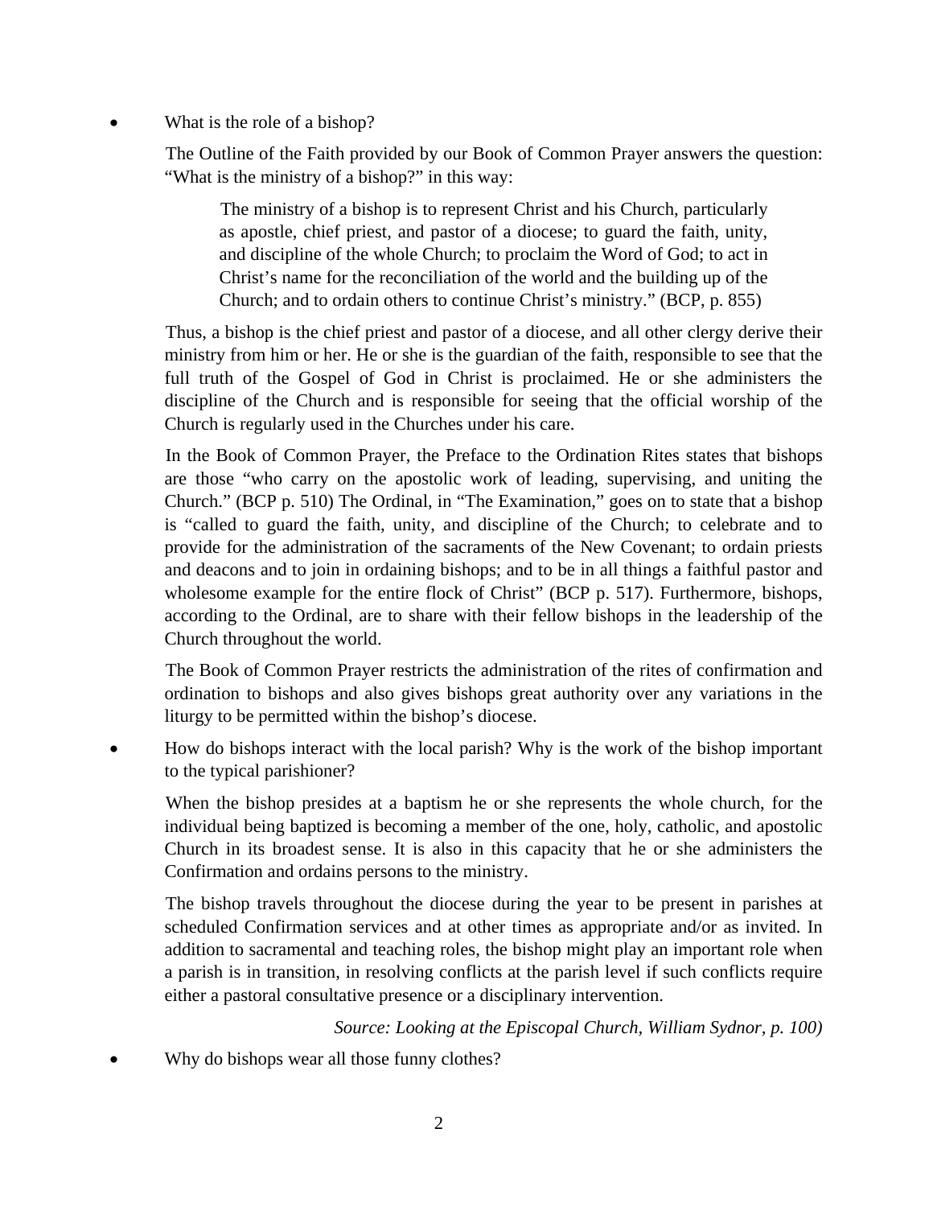- What is the role of a bishop?

  The Outline of the Faith provided by our Book of Common Prayer answers the question: "What is the ministry of a bishop?" in this way:

  > The ministry of a bishop is to represent Christ and his Church, particularly as apostle, chief priest, and pastor of a diocese; to guard the faith, unity, and discipline of the whole Church; to proclaim the Word of God; to act in Christ's name for the reconciliation of the world and the building up of the Church; and to ordain others to continue Christ's ministry." (BCP, p. 855)

  Thus, a bishop is the chief priest and pastor of a diocese, and all other clergy derive their ministry from him or her. He or she is the guardian of the faith, responsible to see that the full truth of the Gospel of God in Christ is proclaimed. He or she administers the discipline of the Church and is responsible for seeing that the official worship of the Church is regularly used in the Churches under his care.

  In the Book of Common Prayer, the Preface to the Ordination Rites states that bishops are those "who carry on the apostolic work of leading, supervising, and uniting the Church." (BCP p. 510) The Ordinal, in "The Examination," goes on to state that a bishop is "called to guard the faith, unity, and discipline of the Church; to celebrate and to provide for the administration of the sacraments of the New Covenant; to ordain priests and deacons and to join in ordaining bishops; and to be in all things a faithful pastor and wholesome example for the entire flock of Christ" (BCP p. 517). Furthermore, bishops, according to the Ordinal, are to share with their fellow bishops in the leadership of the Church throughout the world.

  The Book of Common Prayer restricts the administration of the rites of confirmation and ordination to bishops and also gives bishops great authority over any variations in the liturgy to be permitted within the bishop's diocese.

- How do bishops interact with the local parish? Why is the work of the bishop important to the typical parishioner?

  When the bishop presides at a baptism he or she represents the whole church, for the individual being baptized is becoming a member of the one, holy, catholic, and apostolic Church in its broadest sense. It is also in this capacity that he or she administers the Confirmation and ordains persons to the ministry.

  The bishop travels throughout the diocese during the year to be present in parishes at scheduled Confirmation services and at other times as appropriate and/or as invited. In addition to sacramental and teaching roles, the bishop might play an important role when a parish is in transition, in resolving conflicts at the parish level if such conflicts require either a pastoral consultative presence or a disciplinary intervention.

  *Source: Looking at the Episcopal Church, William Sydnor, p. 100)*

- Why do bishops wear all those funny clothes?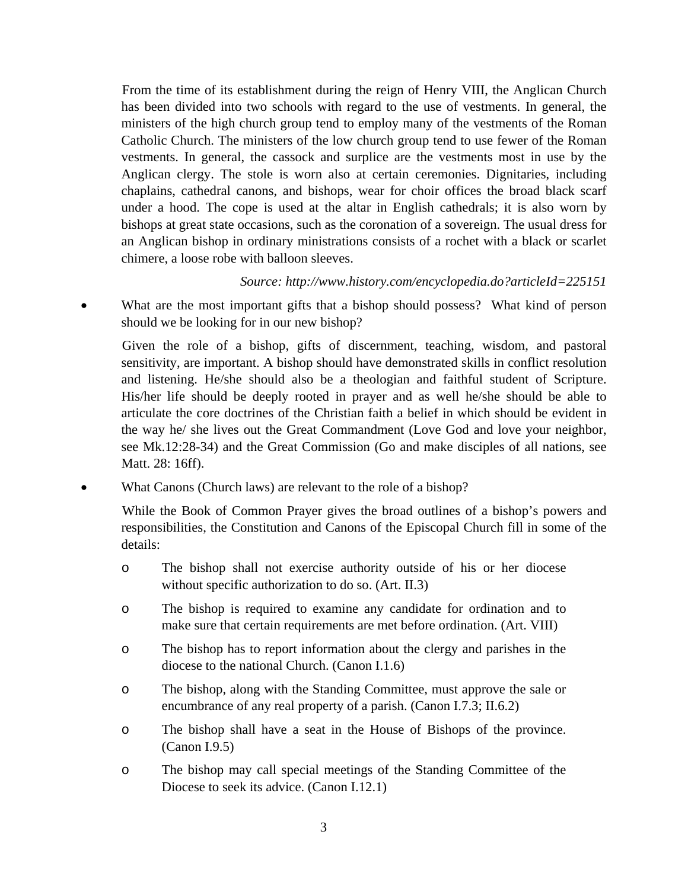From the time of its establishment during the reign of Henry VIII, the Anglican Church has been divided into two schools with regard to the use of vestments. In general, the ministers of the high church group tend to employ many of the vestments of the Roman Catholic Church. The ministers of the low church group tend to use fewer of the Roman vestments. In general, the cassock and surplice are the vestments most in use by the Anglican clergy. The stole is worn also at certain ceremonies. Dignitaries, including chaplains, cathedral canons, and bishops, wear for choir offices the broad black scarf under a hood. The cope is used at the altar in English cathedrals; it is also worn by bishops at great state occasions, such as the coronation of a sovereign. The usual dress for an Anglican bishop in ordinary ministrations consists of a rochet with a black or scarlet chimere, a loose robe with balloon sleeves.

*Source: http://www.history.com/encyclopedia.do?articleId=225151*

- What are the most important gifts that a bishop should possess? What kind of person should we be looking for in our new bishop?

  Given the role of a bishop, gifts of discernment, teaching, wisdom, and pastoral sensitivity, are important. A bishop should have demonstrated skills in conflict resolution and listening. He/she should also be a theologian and faithful student of Scripture. His/her life should be deeply rooted in prayer and as well he/she should be able to articulate the core doctrines of the Christian faith a belief in which should be evident in the way he/ she lives out the Great Commandment (Love God and love your neighbor, see Mk.12:28-34) and the Great Commission (Go and make disciples of all nations, see Matt. 28: 16ff).

- What Canons (Church laws) are relevant to the role of a bishop?

  While the Book of Common Prayer gives the broad outlines of a bishop's powers and responsibilities, the Constitution and Canons of the Episcopal Church fill in some of the details:

  - The bishop shall not exercise authority outside of his or her diocese without specific authorization to do so. (Art. II.3)
  - The bishop is required to examine any candidate for ordination and to make sure that certain requirements are met before ordination. (Art. VIII)
  - The bishop has to report information about the clergy and parishes in the diocese to the national Church. (Canon I.1.6)
  - The bishop, along with the Standing Committee, must approve the sale or encumbrance of any real property of a parish. (Canon I.7.3; II.6.2)
  - The bishop shall have a seat in the House of Bishops of the province. (Canon I.9.5)
  - The bishop may call special meetings of the Standing Committee of the Diocese to seek its advice. (Canon I.12.1)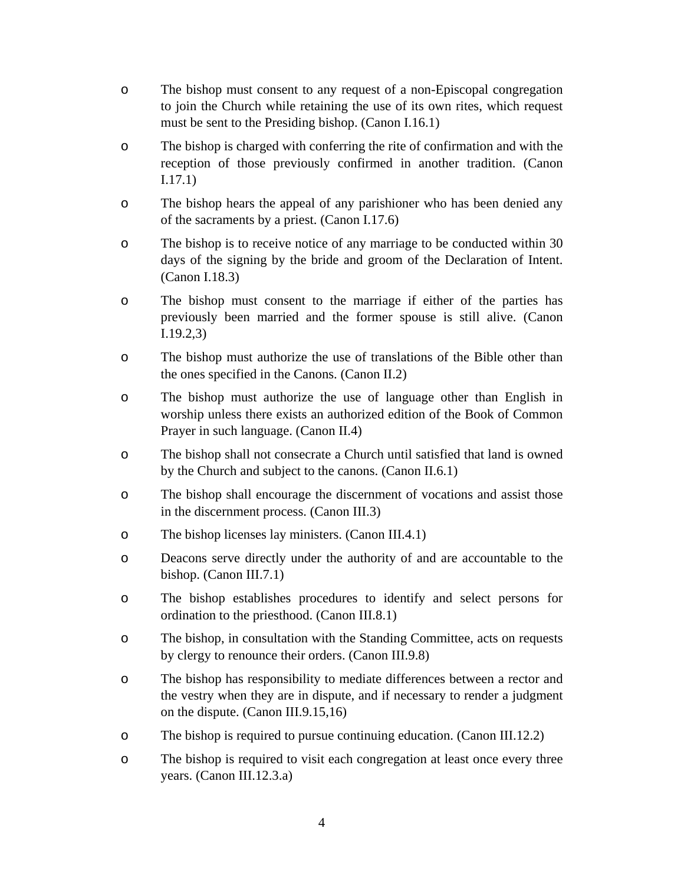- The bishop must consent to any request of a non-Episcopal congregation to join the Church while retaining the use of its own rites, which request must be sent to the Presiding bishop. (Canon I.16.1)
- The bishop is charged with conferring the rite of confirmation and with the reception of those previously confirmed in another tradition. (Canon I.17.1)
- The bishop hears the appeal of any parishioner who has been denied any of the sacraments by a priest. (Canon I.17.6)
- The bishop is to receive notice of any marriage to be conducted within 30 days of the signing by the bride and groom of the Declaration of Intent. (Canon I.18.3)
- The bishop must consent to the marriage if either of the parties has previously been married and the former spouse is still alive. (Canon I.19.2,3)
- The bishop must authorize the use of translations of the Bible other than the ones specified in the Canons. (Canon II.2)
- The bishop must authorize the use of language other than English in worship unless there exists an authorized edition of the Book of Common Prayer in such language. (Canon II.4)
- The bishop shall not consecrate a Church until satisfied that land is owned by the Church and subject to the canons. (Canon II.6.1)
- The bishop shall encourage the discernment of vocations and assist those in the discernment process. (Canon III.3)
- The bishop licenses lay ministers. (Canon III.4.1)
- Deacons serve directly under the authority of and are accountable to the bishop. (Canon III.7.1)
- The bishop establishes procedures to identify and select persons for ordination to the priesthood. (Canon III.8.1)
- The bishop, in consultation with the Standing Committee, acts on requests by clergy to renounce their orders. (Canon III.9.8)
- The bishop has responsibility to mediate differences between a rector and the vestry when they are in dispute, and if necessary to render a judgment on the dispute. (Canon III.9.15,16)
- The bishop is required to pursue continuing education. (Canon III.12.2)
- The bishop is required to visit each congregation at least once every three years. (Canon III.12.3.a)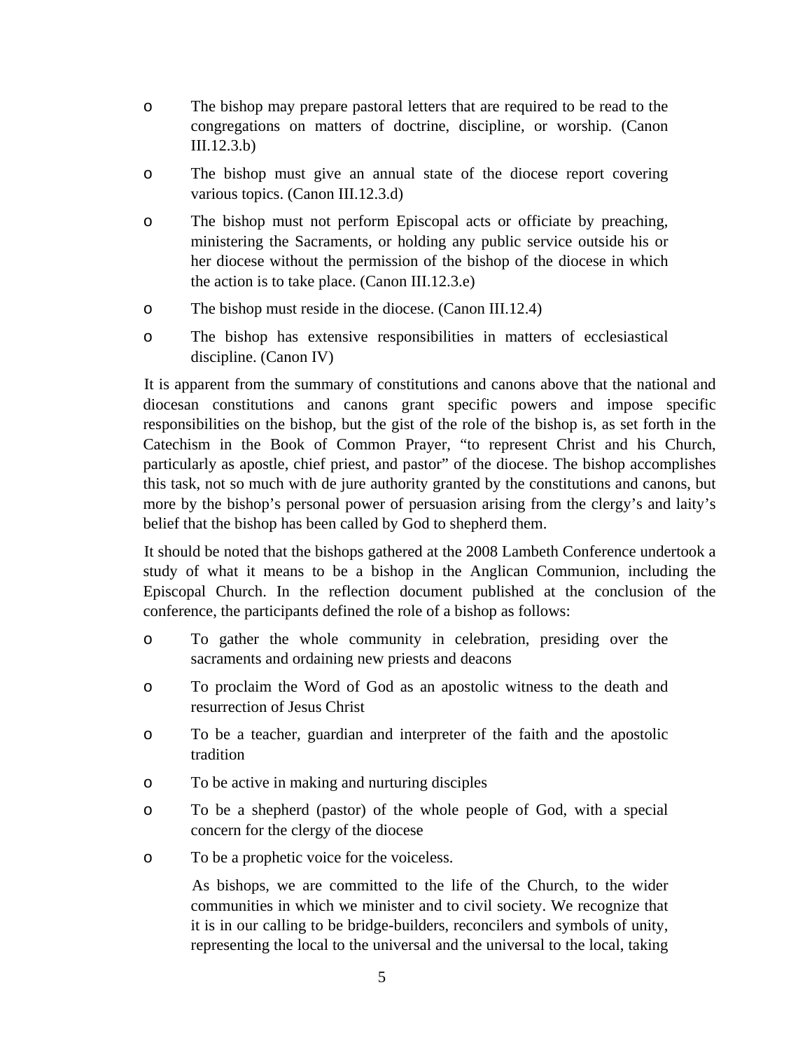- The bishop may prepare pastoral letters that are required to be read to the congregations on matters of doctrine, discipline, or worship. (Canon III.12.3.b)
- The bishop must give an annual state of the diocese report covering various topics. (Canon III.12.3.d)
- The bishop must not perform Episcopal acts or officiate by preaching, ministering the Sacraments, or holding any public service outside his or her diocese without the permission of the bishop of the diocese in which the action is to take place. (Canon III.12.3.e)
- The bishop must reside in the diocese. (Canon III.12.4)
- The bishop has extensive responsibilities in matters of ecclesiastical discipline. (Canon IV)

It is apparent from the summary of constitutions and canons above that the national and diocesan constitutions and canons grant specific powers and impose specific responsibilities on the bishop, but the gist of the role of the bishop is, as set forth in the Catechism in the Book of Common Prayer, "to represent Christ and his Church, particularly as apostle, chief priest, and pastor" of the diocese. The bishop accomplishes this task, not so much with de jure authority granted by the constitutions and canons, but more by the bishop's personal power of persuasion arising from the clergy's and laity's belief that the bishop has been called by God to shepherd them.

It should be noted that the bishops gathered at the 2008 Lambeth Conference undertook a study of what it means to be a bishop in the Anglican Communion, including the Episcopal Church. In the reflection document published at the conclusion of the conference, the participants defined the role of a bishop as follows:

- To gather the whole community in celebration, presiding over the sacraments and ordaining new priests and deacons
- To proclaim the Word of God as an apostolic witness to the death and resurrection of Jesus Christ
- To be a teacher, guardian and interpreter of the faith and the apostolic tradition
- To be active in making and nurturing disciples
- To be a shepherd (pastor) of the whole people of God, with a special concern for the clergy of the diocese
- To be a prophetic voice for the voiceless.

> As bishops, we are committed to the life of the Church, to the wider communities in which we minister and to civil society. We recognize that it is in our calling to be bridge-builders, reconcilers and symbols of unity, representing the local to the universal and the universal to the local, taking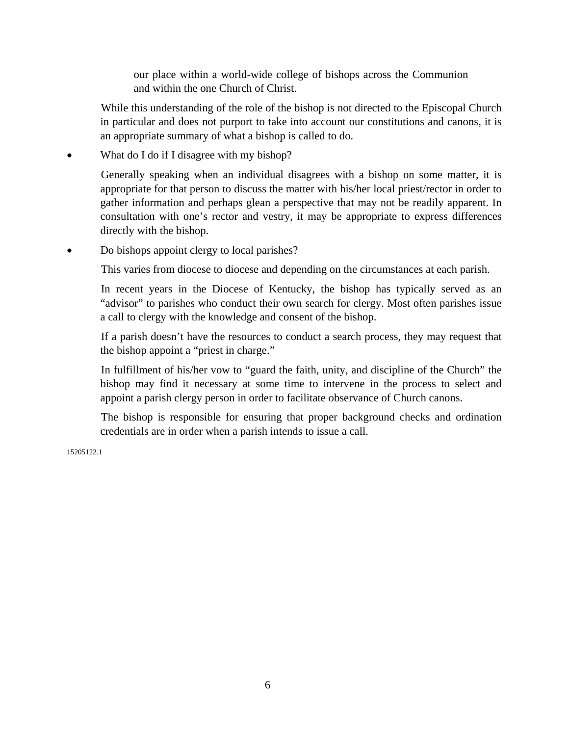our place within a world-wide college of bishops across the Communion and within the one Church of Christ.

While this understanding of the role of the bishop is not directed to the Episcopal Church in particular and does not purport to take into account our constitutions and canons, it is an appropriate summary of what a bishop is called to do.

- What do I do if I disagree with my bishop?

  Generally speaking when an individual disagrees with a bishop on some matter, it is appropriate for that person to discuss the matter with his/her local priest/rector in order to gather information and perhaps glean a perspective that may not be readily apparent. In consultation with one's rector and vestry, it may be appropriate to express differences directly with the bishop.

- Do bishops appoint clergy to local parishes?

  This varies from diocese to diocese and depending on the circumstances at each parish.

  In recent years in the Diocese of Kentucky, the bishop has typically served as an "advisor" to parishes who conduct their own search for clergy. Most often parishes issue a call to clergy with the knowledge and consent of the bishop.

  If a parish doesn't have the resources to conduct a search process, they may request that the bishop appoint a "priest in charge."

  In fulfillment of his/her vow to "guard the faith, unity, and discipline of the Church" the bishop may find it necessary at some time to intervene in the process to select and appoint a parish clergy person in order to facilitate observance of Church canons.

  The bishop is responsible for ensuring that proper background checks and ordination credentials are in order when a parish intends to issue a call.

15205122.1